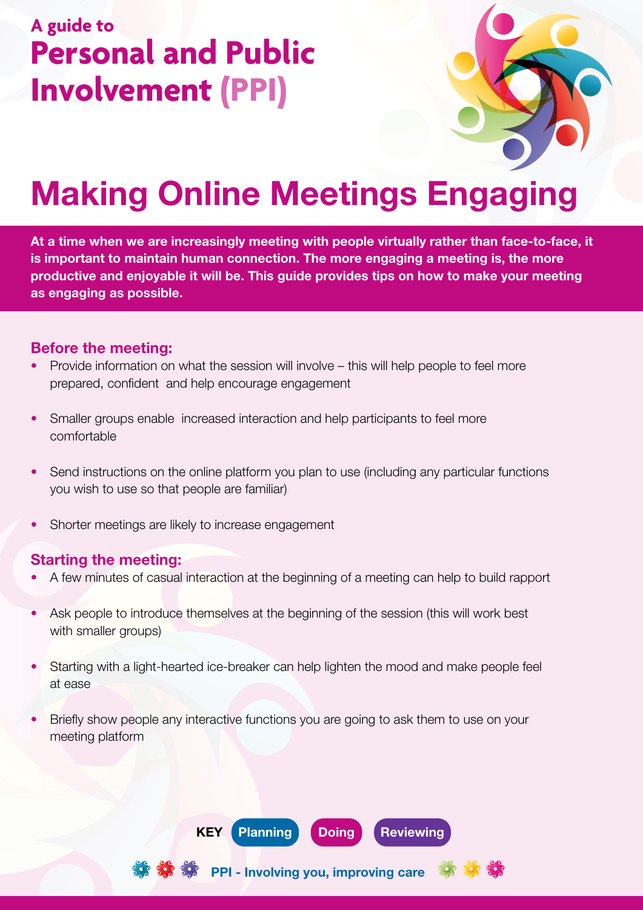A guide to
# Personal and Public Involvement (PPI)

# Making Online Meetings Engaging

**At a time when we are increasingly meeting with people virtually rather than face-to-face, it is important to maintain human connection. The more engaging a meeting is, the more productive and enjoyable it will be. This guide provides tips on how to make your meeting as engaging as possible.**

## Before the meeting:

- Provide information on what the session will involve – this will help people to feel more prepared, confident and help encourage engagement
- Smaller groups enable increased interaction and help participants to feel more comfortable
- Send instructions on the online platform you plan to use (including any particular functions you wish to use so that people are familiar)
- Shorter meetings are likely to increase engagement

## Starting the meeting:

- A few minutes of casual interaction at the beginning of a meeting can help to build rapport
- Ask people to introduce themselves at the beginning of the session (this will work best with smaller groups)
- Starting with a light-hearted ice-breaker can help lighten the mood and make people feel at ease
- Briefly show people any interactive functions you are going to ask them to use on your meeting platform

**KEY** Planning Doing Reviewing

PPI - Involving you, improving care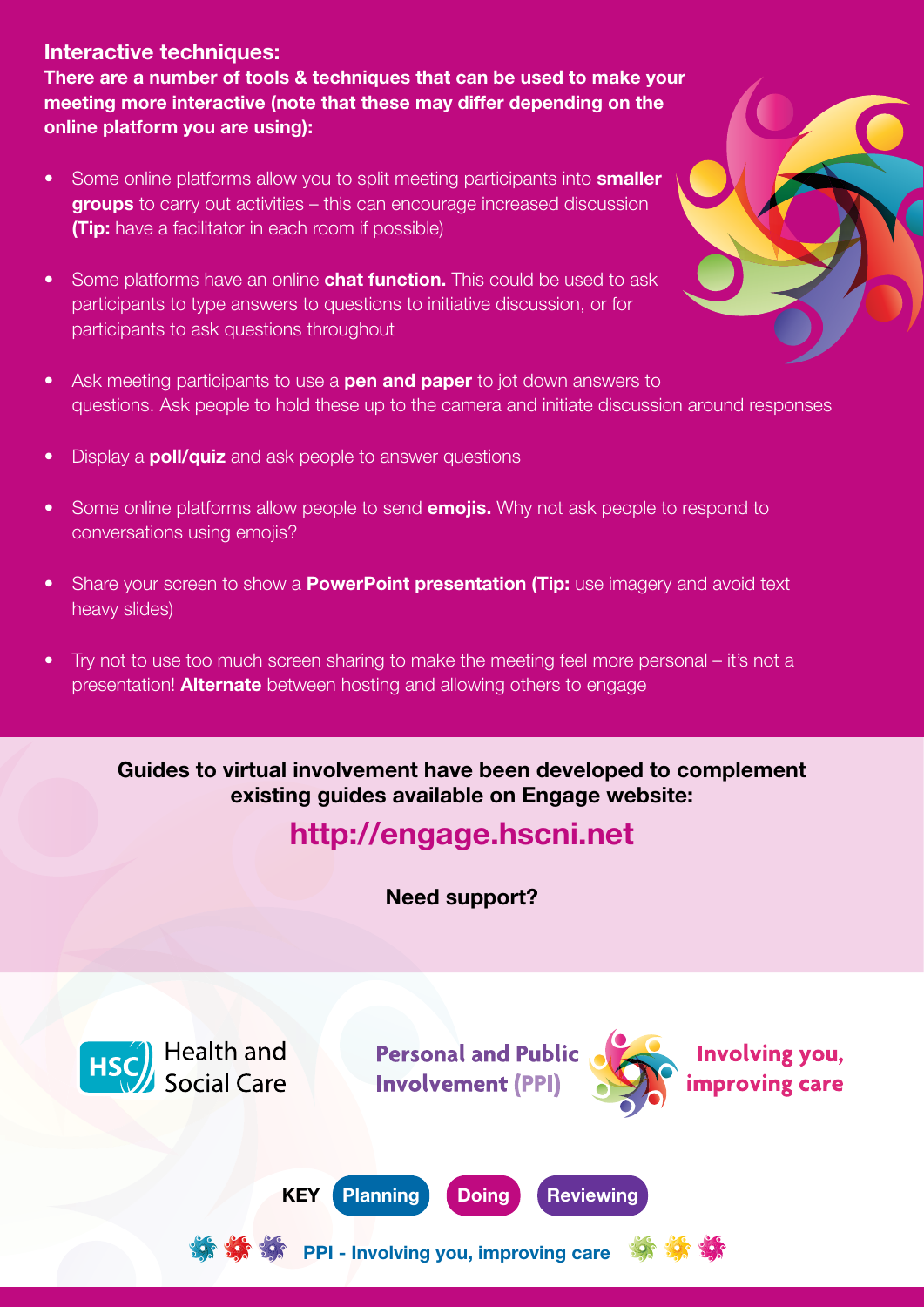## Interactive techniques:

**There are a number of tools & techniques that can be used to make your meeting more interactive (note that these may differ depending on the online platform you are using):**

- Some online platforms allow you to split meeting participants into **smaller groups** to carry out activities – this can encourage increased discussion **(Tip:** have a facilitator in each room if possible)
- Some platforms have an online **chat function.** This could be used to ask participants to type answers to questions to initiative discussion, or for participants to ask questions throughout
- Ask meeting participants to use a **pen and paper** to jot down answers to questions. Ask people to hold these up to the camera and initiate discussion around responses
- Display a **poll/quiz** and ask people to answer questions
- Some online platforms allow people to send **emojis.** Why not ask people to respond to conversations using emojis?
- Share your screen to show a **PowerPoint presentation (Tip:** use imagery and avoid text heavy slides)
- Try not to use too much screen sharing to make the meeting feel more personal – it's not a presentation! **Alternate** between hosting and allowing others to engage

**Guides to virtual involvement have been developed to complement existing guides available on Engage website:**

**http://engage.hscni.net**

**Need support?**

HSC Health and Social Care

Personal and Public Involvement (PPI)

Involving you, improving care

**KEY** Planning Doing Reviewing

PPI - Involving you, improving care